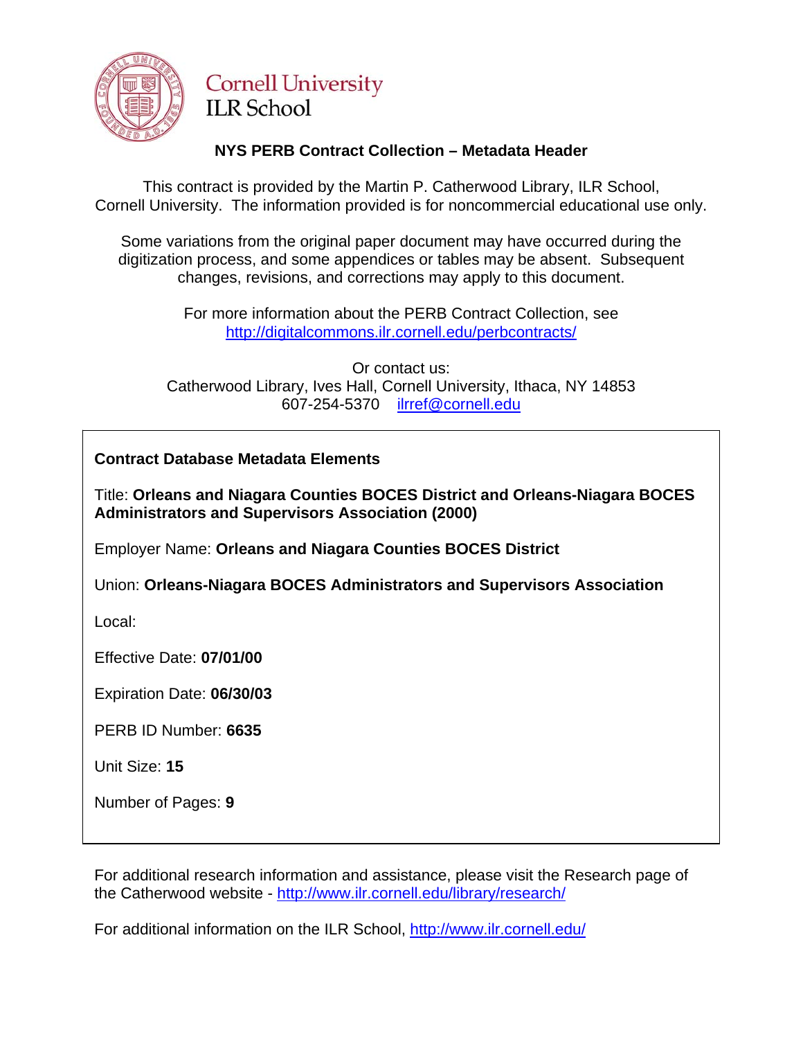Cornell University
ILR School

## NYS PERB Contract Collection – Metadata Header

This contract is provided by the Martin P. Catherwood Library, ILR School, Cornell University. The information provided is for noncommercial educational use only.

Some variations from the original paper document may have occurred during the digitization process, and some appendices or tables may be absent. Subsequent changes, revisions, and corrections may apply to this document.

For more information about the PERB Contract Collection, see http://digitalcommons.ilr.cornell.edu/perbcontracts/

Or contact us:
Catherwood Library, Ives Hall, Cornell University, Ithaca, NY 14853
607-254-5370 ilrref@cornell.edu

**Contract Database Metadata Elements**

Title: **Orleans and Niagara Counties BOCES District and Orleans-Niagara BOCES Administrators and Supervisors Association (2000)**

Employer Name: **Orleans and Niagara Counties BOCES District**

Union: **Orleans-Niagara BOCES Administrators and Supervisors Association**

Local:

Effective Date: **07/01/00**

Expiration Date: **06/30/03**

PERB ID Number: **6635**

Unit Size: **15**

Number of Pages: **9**

For additional research information and assistance, please visit the Research page of the Catherwood website - http://www.ilr.cornell.edu/library/research/

For additional information on the ILR School, http://www.ilr.cornell.edu/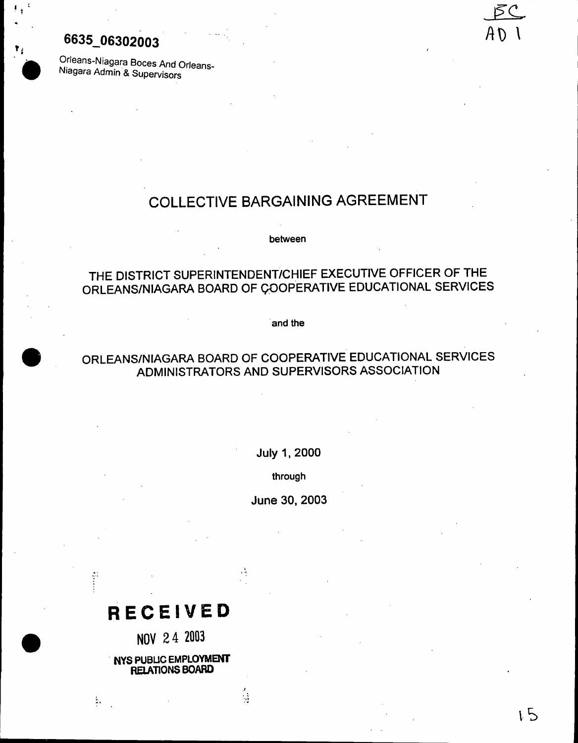6635_06302003

Orleans-Niagara Boces And Orleans-Niagara Admin & Supervisors

# COLLECTIVE BARGAINING AGREEMENT

between

THE DISTRICT SUPERINTENDENT/CHIEF EXECUTIVE OFFICER OF THE ORLEANS/NIAGARA BOARD OF COOPERATIVE EDUCATIONAL SERVICES

and the

ORLEANS/NIAGARA BOARD OF COOPERATIVE EDUCATIONAL SERVICES ADMINISTRATORS AND SUPERVISORS ASSOCIATION

July 1, 2000

through

June 30, 2003

**RECEIVED**

NOV 24 2003

NYS PUBLIC EMPLOYMENT RELATIONS BOARD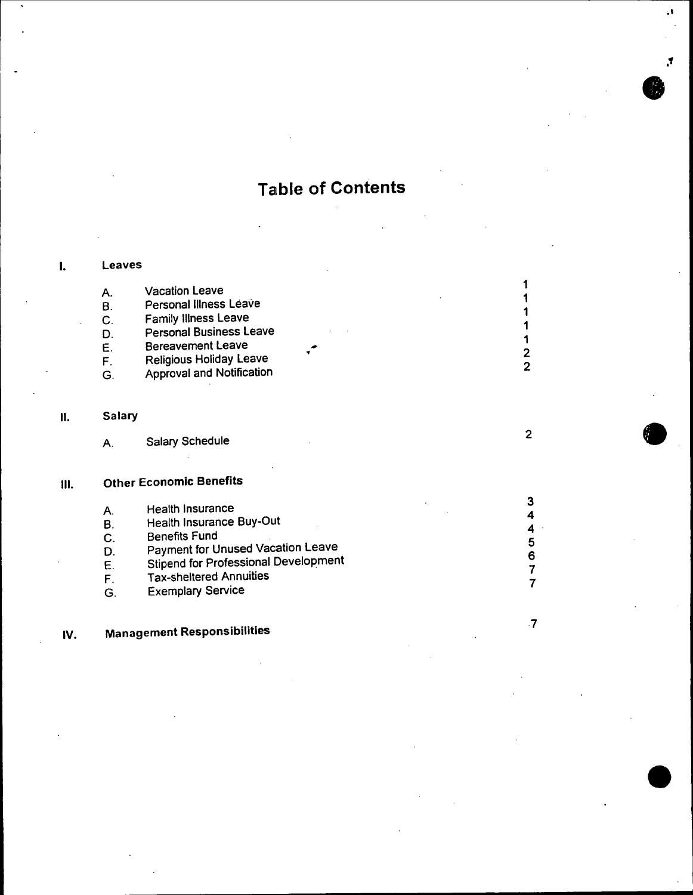# Table of Contents

| | | |
|---|---|---|
| **I.** | **Leaves** | |
| | A. Vacation Leave | 1 |
| | B. Personal Illness Leave | 1 |
| | C. Family Illness Leave | 1 |
| | D. Personal Business Leave | 1 |
| | E. Bereavement Leave | 1 |
| | F. Religious Holiday Leave | 2 |
| | G. Approval and Notification | 2 |
| **II.** | **Salary** | |
| | A. Salary Schedule | 2 |
| **III.** | **Other Economic Benefits** | |
| | A. Health Insurance | 3 |
| | B. Health Insurance Buy-Out | 4 |
| | C. Benefits Fund | 4 |
| | D. Payment for Unused Vacation Leave | 5 |
| | E. Stipend for Professional Development | 6 |
| | F. Tax-sheltered Annuities | 7 |
| | G. Exemplary Service | 7 |
| **IV.** | **Management Responsibilities** | 7 |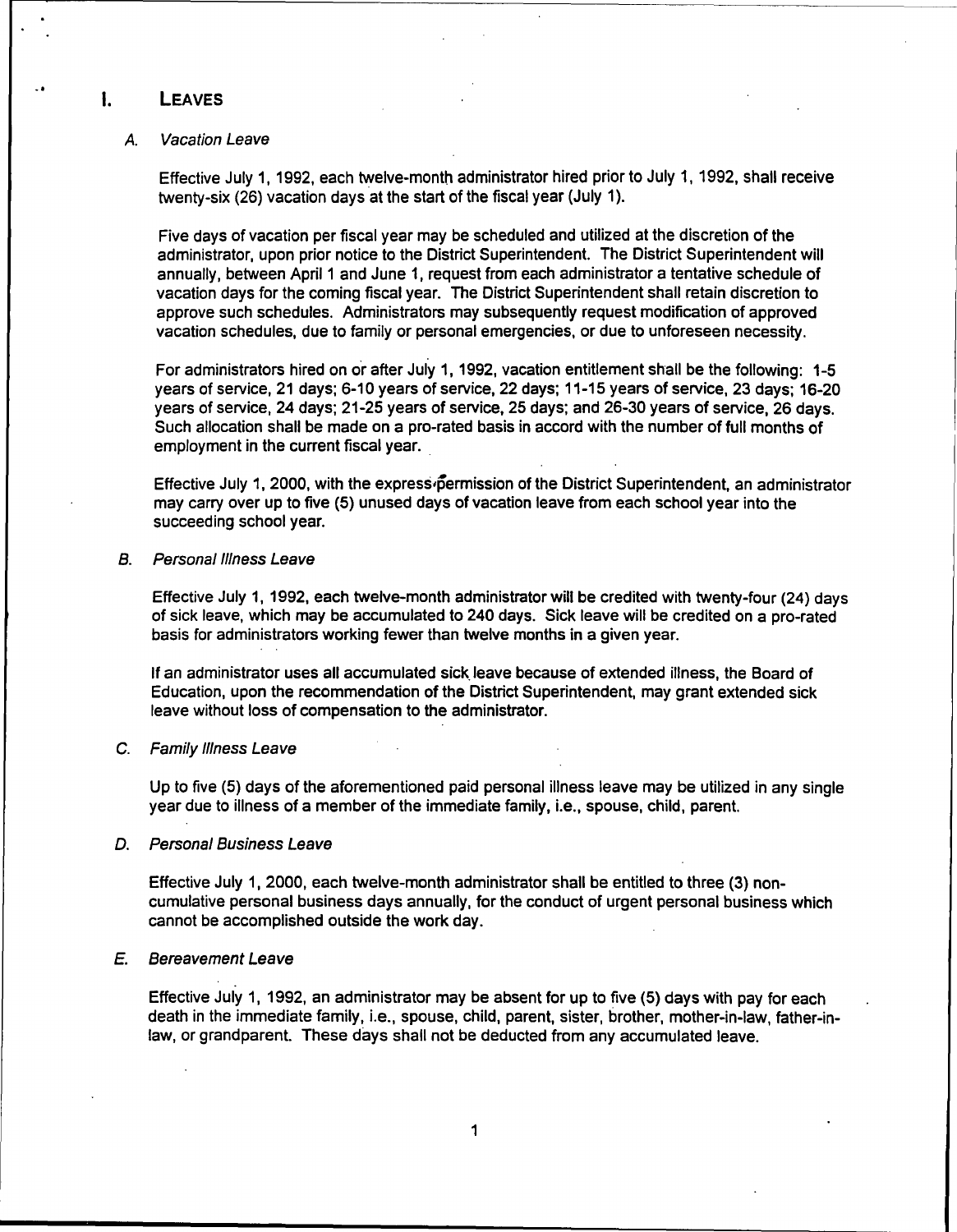## I. LEAVES

### *A. Vacation Leave*

Effective July 1, 1992, each twelve-month administrator hired prior to July 1, 1992, shall receive twenty-six (26) vacation days at the start of the fiscal year (July 1).

Five days of vacation per fiscal year may be scheduled and utilized at the discretion of the administrator, upon prior notice to the District Superintendent. The District Superintendent will annually, between April 1 and June 1, request from each administrator a tentative schedule of vacation days for the coming fiscal year. The District Superintendent shall retain discretion to approve such schedules. Administrators may subsequently request modification of approved vacation schedules, due to family or personal emergencies, or due to unforeseen necessity.

For administrators hired on or after July 1, 1992, vacation entitlement shall be the following: 1-5 years of service, 21 days; 6-10 years of service, 22 days; 11-15 years of service, 23 days; 16-20 years of service, 24 days; 21-25 years of service, 25 days; and 26-30 years of service, 26 days. Such allocation shall be made on a pro-rated basis in accord with the number of full months of employment in the current fiscal year.

Effective July 1, 2000, with the express permission of the District Superintendent, an administrator may carry over up to five (5) unused days of vacation leave from each school year into the succeeding school year.

### *B. Personal Illness Leave*

Effective July 1, 1992, each twelve-month administrator will be credited with twenty-four (24) days of sick leave, which may be accumulated to 240 days. Sick leave will be credited on a pro-rated basis for administrators working fewer than twelve months in a given year.

If an administrator uses all accumulated sick leave because of extended illness, the Board of Education, upon the recommendation of the District Superintendent, may grant extended sick leave without loss of compensation to the administrator.

### *C. Family Illness Leave*

Up to five (5) days of the aforementioned paid personal illness leave may be utilized in any single year due to illness of a member of the immediate family, i.e., spouse, child, parent.

### *D. Personal Business Leave*

Effective July 1, 2000, each twelve-month administrator shall be entitled to three (3) non-cumulative personal business days annually, for the conduct of urgent personal business which cannot be accomplished outside the work day.

### *E. Bereavement Leave*

Effective July 1, 1992, an administrator may be absent for up to five (5) days with pay for each death in the immediate family, i.e., spouse, child, parent, sister, brother, mother-in-law, father-in-law, or grandparent. These days shall not be deducted from any accumulated leave.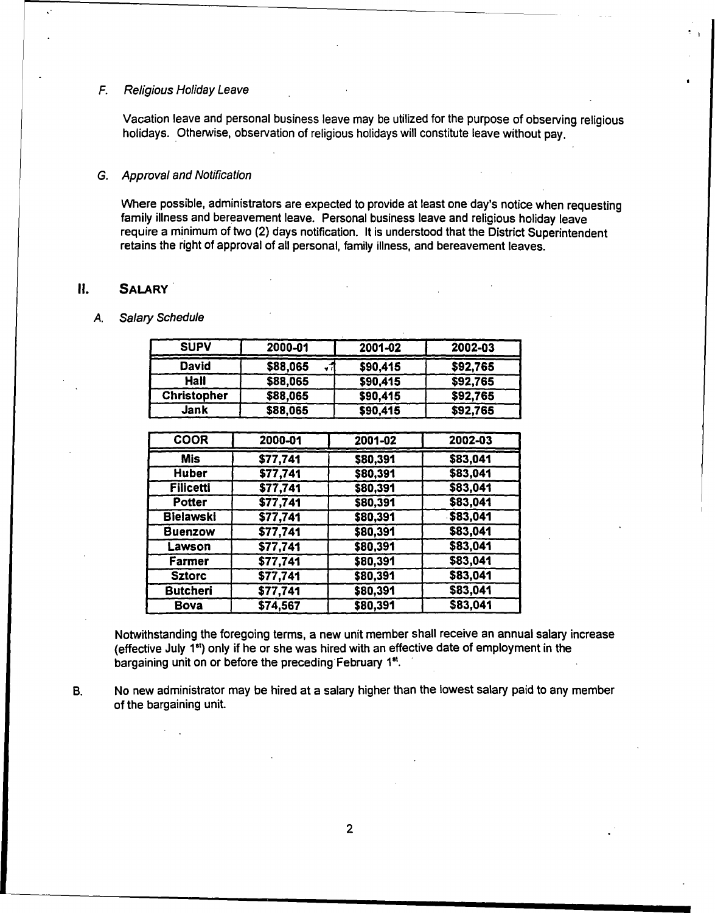*F. Religious Holiday Leave*

Vacation leave and personal business leave may be utilized for the purpose of observing religious holidays. Otherwise, observation of religious holidays will constitute leave without pay.

*G. Approval and Notification*

Where possible, administrators are expected to provide at least one day's notice when requesting family illness and bereavement leave. Personal business leave and religious holiday leave require a minimum of two (2) days notification. It is understood that the District Superintendent retains the right of approval of all personal, family illness, and bereavement leaves.

## II. SALARY

*A. Salary Schedule*

| SUPV | 2000-01 | 2001-02 | 2002-03 |
|---|---|---|---|
| David | $88,065 | $90,415 | $92,765 |
| Hall | $88,065 | $90,415 | $92,765 |
| Christopher | $88,065 | $90,415 | $92,765 |
| Jank | $88,065 | $90,415 | $92,765 |

| COOR | 2000-01 | 2001-02 | 2002-03 |
|---|---|---|---|
| Mis | $77,741 | $80,391 | $83,041 |
| Huber | $77,741 | $80,391 | $83,041 |
| Filicetti | $77,741 | $80,391 | $83,041 |
| Potter | $77,741 | $80,391 | $83,041 |
| Bielawski | $77,741 | $80,391 | $83,041 |
| Buenzow | $77,741 | $80,391 | $83,041 |
| Lawson | $77,741 | $80,391 | $83,041 |
| Farmer | $77,741 | $80,391 | $83,041 |
| Sztorc | $77,741 | $80,391 | $83,041 |
| Butcheri | $77,741 | $80,391 | $83,041 |
| Bova | $74,567 | $80,391 | $83,041 |

Notwithstanding the foregoing terms, a new unit member shall receive an annual salary increase (effective July 1st) only if he or she was hired with an effective date of employment in the bargaining unit on or before the preceding February 1st.

B. No new administrator may be hired at a salary higher than the lowest salary paid to any member of the bargaining unit.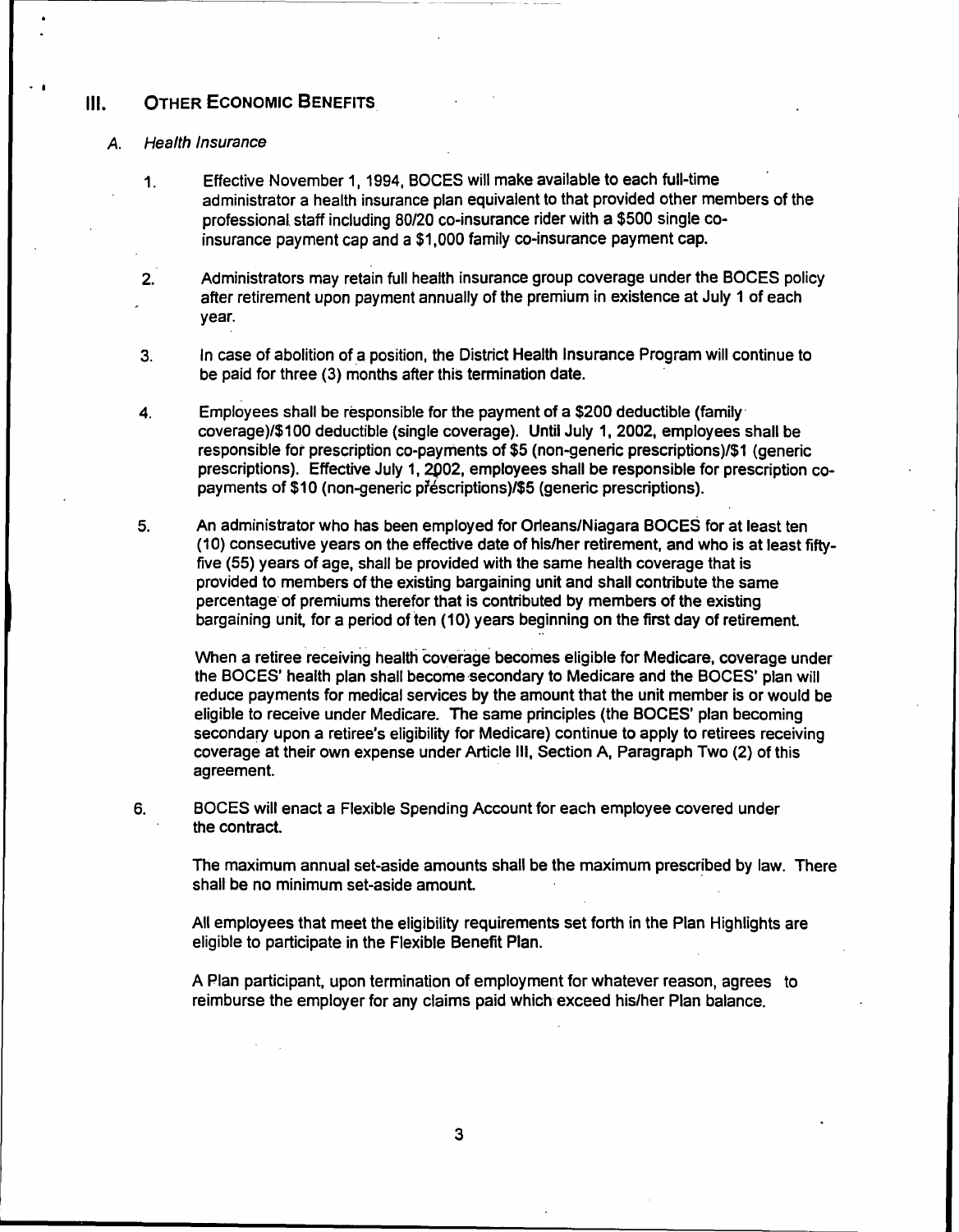## III. OTHER ECONOMIC BENEFITS

### *A. Health Insurance*

1. Effective November 1, 1994, BOCES will make available to each full-time administrator a health insurance plan equivalent to that provided other members of the professional staff including 80/20 co-insurance rider with a $500 single co-insurance payment cap and a $1,000 family co-insurance payment cap.

2. Administrators may retain full health insurance group coverage under the BOCES policy after retirement upon payment annually of the premium in existence at July 1 of each year.

3. In case of abolition of a position, the District Health Insurance Program will continue to be paid for three (3) months after this termination date.

4. Employees shall be responsible for the payment of a $200 deductible (family coverage)/$100 deductible (single coverage). Until July 1, 2002, employees shall be responsible for prescription co-payments of $5 (non-generic prescriptions)/$1 (generic prescriptions). Effective July 1, 2002, employees shall be responsible for prescription co-payments of $10 (non-generic prescriptions)/$5 (generic prescriptions).

5. An administrator who has been employed for Orleans/Niagara BOCES for at least ten (10) consecutive years on the effective date of his/her retirement, and who is at least fifty-five (55) years of age, shall be provided with the same health coverage that is provided to members of the existing bargaining unit and shall contribute the same percentage of premiums therefor that is contributed by members of the existing bargaining unit, for a period of ten (10) years beginning on the first day of retirement.

   When a retiree receiving health coverage becomes eligible for Medicare, coverage under the BOCES' health plan shall become secondary to Medicare and the BOCES' plan will reduce payments for medical services by the amount that the unit member is or would be eligible to receive under Medicare. The same principles (the BOCES' plan becoming secondary upon a retiree's eligibility for Medicare) continue to apply to retirees receiving coverage at their own expense under Article III, Section A, Paragraph Two (2) of this agreement.

6. BOCES will enact a Flexible Spending Account for each employee covered under the contract.

   The maximum annual set-aside amounts shall be the maximum prescribed by law. There shall be no minimum set-aside amount.

   All employees that meet the eligibility requirements set forth in the Plan Highlights are eligible to participate in the Flexible Benefit Plan.

   A Plan participant, upon termination of employment for whatever reason, agrees to reimburse the employer for any claims paid which exceed his/her Plan balance.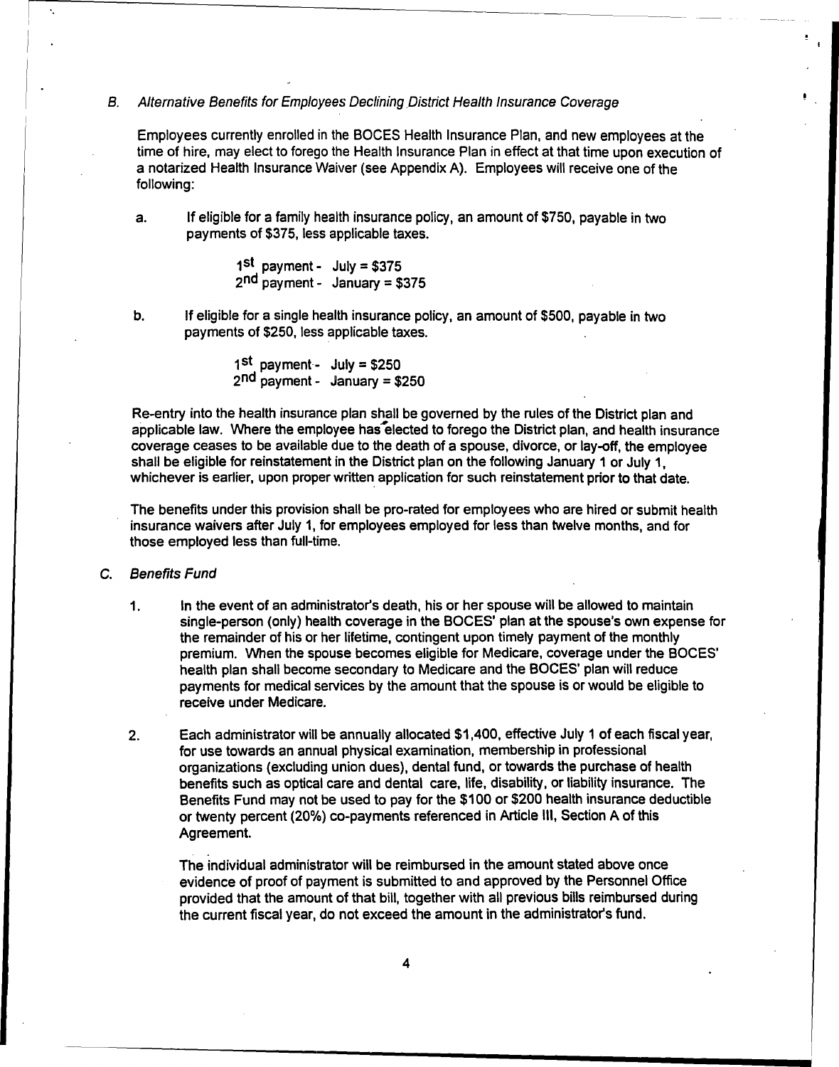*B. Alternative Benefits for Employees Declining District Health Insurance Coverage*

Employees currently enrolled in the BOCES Health Insurance Plan, and new employees at the time of hire, may elect to forego the Health Insurance Plan in effect at that time upon execution of a notarized Health Insurance Waiver (see Appendix A). Employees will receive one of the following:

a. If eligible for a family health insurance policy, an amount of $750, payable in two payments of $375, less applicable taxes.

   1st payment - July = $375
   2nd payment - January = $375

b. If eligible for a single health insurance policy, an amount of $500, payable in two payments of $250, less applicable taxes.

   1st payment - July = $250
   2nd payment - January = $250

Re-entry into the health insurance plan shall be governed by the rules of the District plan and applicable law. Where the employee has elected to forego the District plan, and health insurance coverage ceases to be available due to the death of a spouse, divorce, or lay-off, the employee shall be eligible for reinstatement in the District plan on the following January 1 or July 1, whichever is earlier, upon proper written application for such reinstatement prior to that date.

The benefits under this provision shall be pro-rated for employees who are hired or submit health insurance waivers after July 1, for employees employed for less than twelve months, and for those employed less than full-time.

*C. Benefits Fund*

1. In the event of an administrator's death, his or her spouse will be allowed to maintain single-person (only) health coverage in the BOCES' plan at the spouse's own expense for the remainder of his or her lifetime, contingent upon timely payment of the monthly premium. When the spouse becomes eligible for Medicare, coverage under the BOCES' health plan shall become secondary to Medicare and the BOCES' plan will reduce payments for medical services by the amount that the spouse is or would be eligible to receive under Medicare.

2. Each administrator will be annually allocated $1,400, effective July 1 of each fiscal year, for use towards an annual physical examination, membership in professional organizations (excluding union dues), dental fund, or towards the purchase of health benefits such as optical care and dental care, life, disability, or liability insurance. The Benefits Fund may not be used to pay for the $100 or $200 health insurance deductible or twenty percent (20%) co-payments referenced in Article III, Section A of this Agreement.

   The individual administrator will be reimbursed in the amount stated above once evidence of proof of payment is submitted to and approved by the Personnel Office provided that the amount of that bill, together with all previous bills reimbursed during the current fiscal year, do not exceed the amount in the administrator's fund.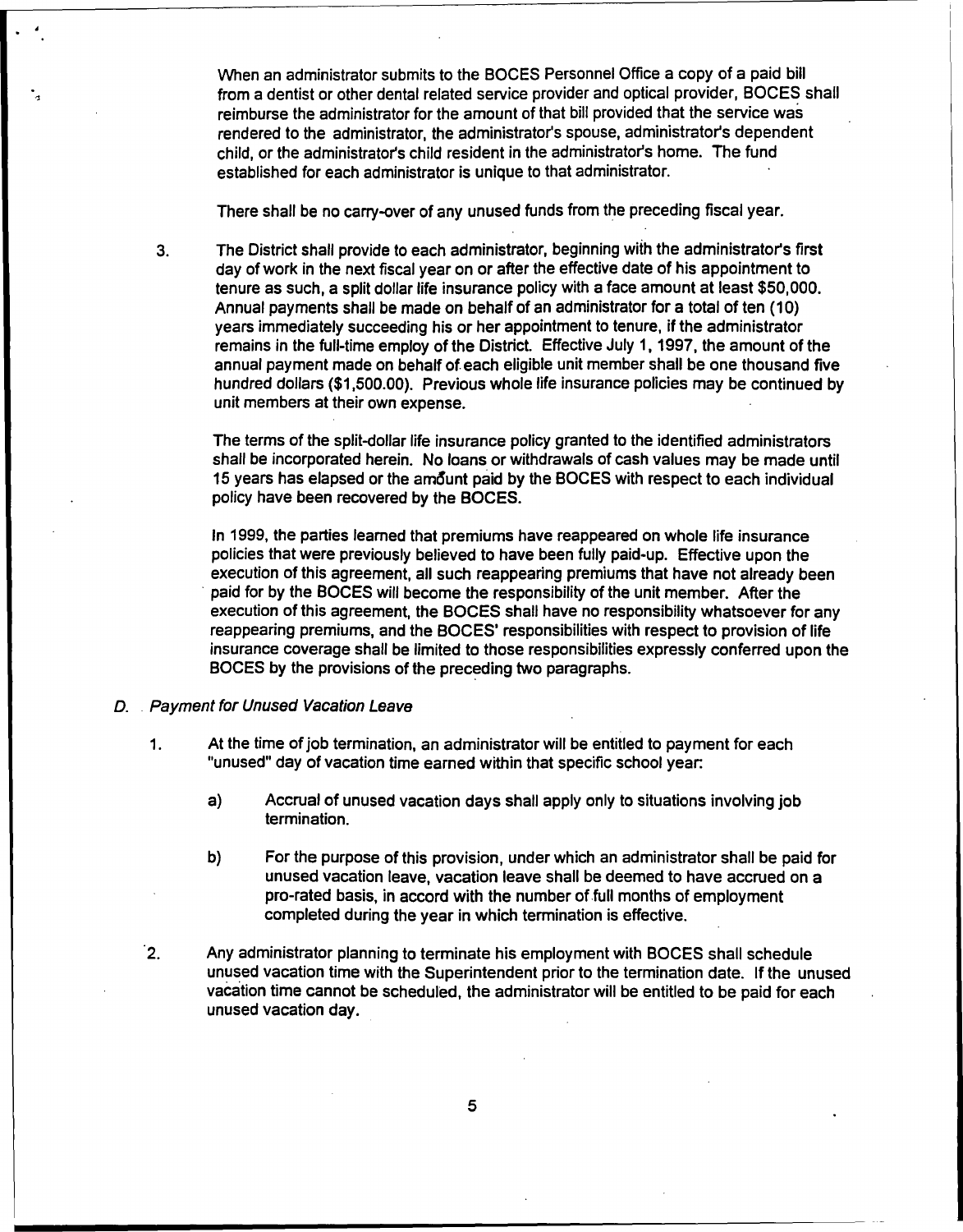When an administrator submits to the BOCES Personnel Office a copy of a paid bill from a dentist or other dental related service provider and optical provider, BOCES shall reimburse the administrator for the amount of that bill provided that the service was rendered to the administrator, the administrator's spouse, administrator's dependent child, or the administrator's child resident in the administrator's home. The fund established for each administrator is unique to that administrator.

There shall be no carry-over of any unused funds from the preceding fiscal year.

3. The District shall provide to each administrator, beginning with the administrator's first day of work in the next fiscal year on or after the effective date of his appointment to tenure as such, a split dollar life insurance policy with a face amount at least $50,000. Annual payments shall be made on behalf of an administrator for a total of ten (10) years immediately succeeding his or her appointment to tenure, if the administrator remains in the full-time employ of the District. Effective July 1, 1997, the amount of the annual payment made on behalf of each eligible unit member shall be one thousand five hundred dollars ($1,500.00). Previous whole life insurance policies may be continued by unit members at their own expense.

   The terms of the split-dollar life insurance policy granted to the identified administrators shall be incorporated herein. No loans or withdrawals of cash values may be made until 15 years has elapsed or the amount paid by the BOCES with respect to each individual policy have been recovered by the BOCES.

   In 1999, the parties learned that premiums have reappeared on whole life insurance policies that were previously believed to have been fully paid-up. Effective upon the execution of this agreement, all such reappearing premiums that have not already been paid for by the BOCES will become the responsibility of the unit member. After the execution of this agreement, the BOCES shall have no responsibility whatsoever for any reappearing premiums, and the BOCES' responsibilities with respect to provision of life insurance coverage shall be limited to those responsibilities expressly conferred upon the BOCES by the provisions of the preceding two paragraphs.

*D. Payment for Unused Vacation Leave*

1. At the time of job termination, an administrator will be entitled to payment for each "unused" day of vacation time earned within that specific school year:

   a) Accrual of unused vacation days shall apply only to situations involving job termination.

   b) For the purpose of this provision, under which an administrator shall be paid for unused vacation leave, vacation leave shall be deemed to have accrued on a pro-rated basis, in accord with the number of full months of employment completed during the year in which termination is effective.

2. Any administrator planning to terminate his employment with BOCES shall schedule unused vacation time with the Superintendent prior to the termination date. If the unused vacation time cannot be scheduled, the administrator will be entitled to be paid for each unused vacation day.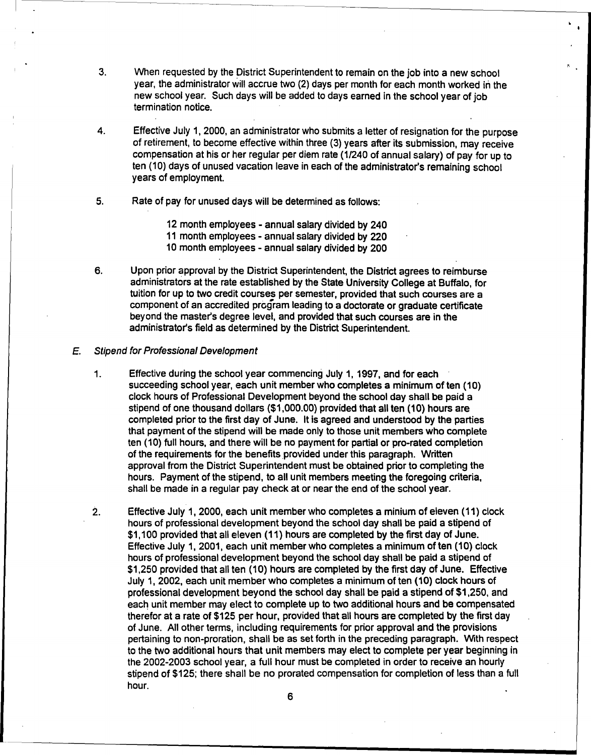3. When requested by the District Superintendent to remain on the job into a new school year, the administrator will accrue two (2) days per month for each month worked in the new school year. Such days will be added to days earned in the school year of job termination notice.

4. Effective July 1, 2000, an administrator who submits a letter of resignation for the purpose of retirement, to become effective within three (3) years after its submission, may receive compensation at his or her regular per diem rate (1/240 of annual salary) of pay for up to ten (10) days of unused vacation leave in each of the administrator's remaining school years of employment.

5. Rate of pay for unused days will be determined as follows:

   12 month employees - annual salary divided by 240
   11 month employees - annual salary divided by 220
   10 month employees - annual salary divided by 200

6. Upon prior approval by the District Superintendent, the District agrees to reimburse administrators at the rate established by the State University College at Buffalo, for tuition for up to two credit courses per semester, provided that such courses are a component of an accredited program leading to a doctorate or graduate certificate beyond the master's degree level, and provided that such courses are in the administrator's field as determined by the District Superintendent.

E. *Stipend for Professional Development*

1. Effective during the school year commencing July 1, 1997, and for each succeeding school year, each unit member who completes a minimum of ten (10) clock hours of Professional Development beyond the school day shall be paid a stipend of one thousand dollars ($1,000.00) provided that all ten (10) hours are completed prior to the first day of June. It is agreed and understood by the parties that payment of the stipend will be made only to those unit members who complete ten (10) full hours, and there will be no payment for partial or pro-rated completion of the requirements for the benefits provided under this paragraph. Written approval from the District Superintendent must be obtained prior to completing the hours. Payment of the stipend, to all unit members meeting the foregoing criteria, shall be made in a regular pay check at or near the end of the school year.

2. Effective July 1, 2000, each unit member who completes a minium of eleven (11) clock hours of professional development beyond the school day shall be paid a stipend of $1,100 provided that all eleven (11) hours are completed by the first day of June. Effective July 1, 2001, each unit member who completes a minimum of ten (10) clock hours of professional development beyond the school day shall be paid a stipend of $1,250 provided that all ten (10) hours are completed by the first day of June. Effective July 1, 2002, each unit member who completes a minimum of ten (10) clock hours of professional development beyond the school day shall be paid a stipend of $1,250, and each unit member may elect to complete up to two additional hours and be compensated therefor at a rate of $125 per hour, provided that all hours are completed by the first day of June. All other terms, including requirements for prior approval and the provisions pertaining to non-proration, shall be as set forth in the preceding paragraph. With respect to the two additional hours that unit members may elect to complete per year beginning in the 2002-2003 school year, a full hour must be completed in order to receive an hourly stipend of $125; there shall be no prorated compensation for completion of less than a full hour.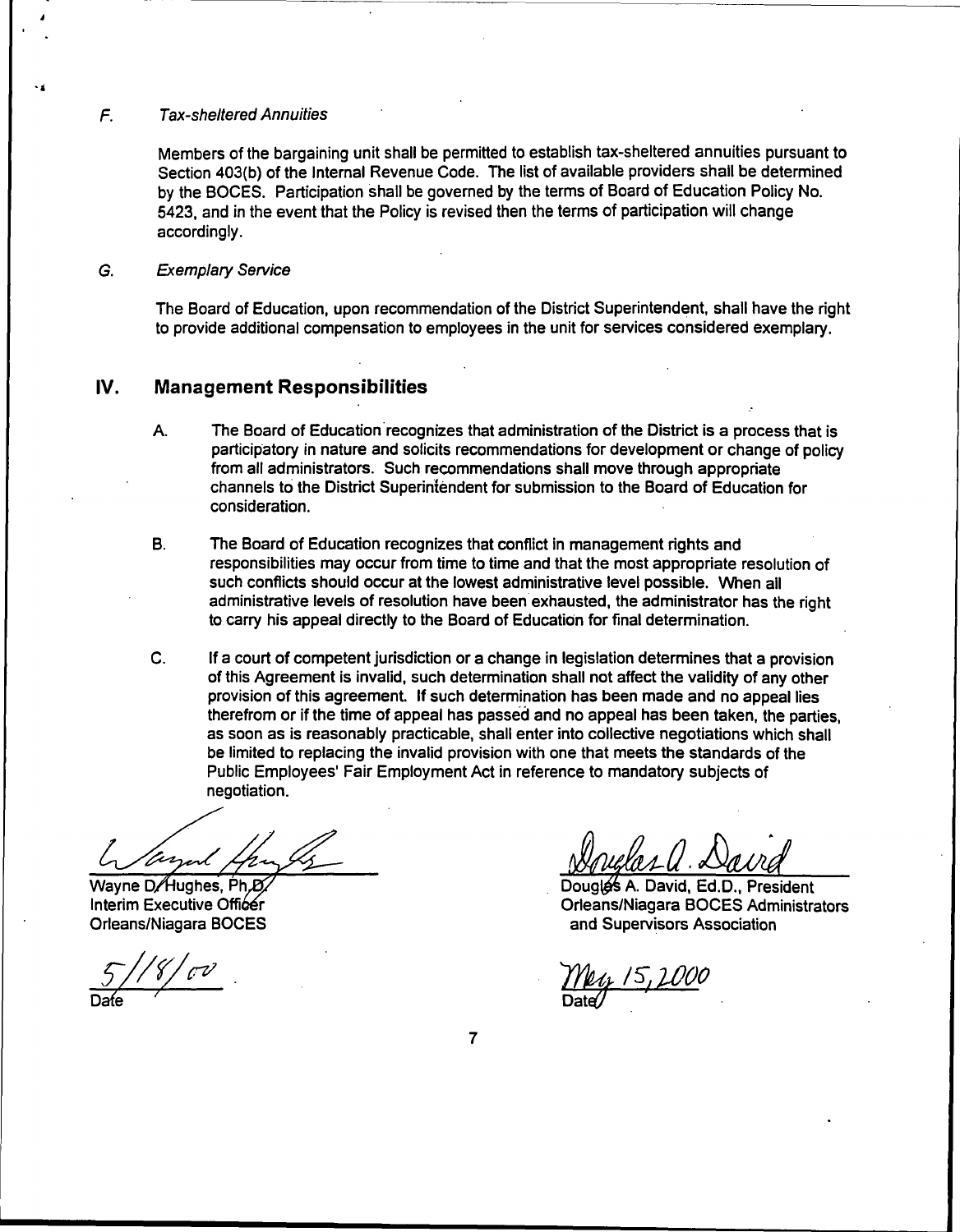*F. Tax-sheltered Annuities*

Members of the bargaining unit shall be permitted to establish tax-sheltered annuities pursuant to Section 403(b) of the Internal Revenue Code. The list of available providers shall be determined by the BOCES. Participation shall be governed by the terms of Board of Education Policy No. 5423, and in the event that the Policy is revised then the terms of participation will change accordingly.

*G. Exemplary Service*

The Board of Education, upon recommendation of the District Superintendent, shall have the right to provide additional compensation to employees in the unit for services considered exemplary.

## IV. Management Responsibilities

A. The Board of Education recognizes that administration of the District is a process that is participatory in nature and solicits recommendations for development or change of policy from all administrators. Such recommendations shall move through appropriate channels to the District Superintendent for submission to the Board of Education for consideration.

B. The Board of Education recognizes that conflict in management rights and responsibilities may occur from time to time and that the most appropriate resolution of such conflicts should occur at the lowest administrative level possible. When all administrative levels of resolution have been exhausted, the administrator has the right to carry his appeal directly to the Board of Education for final determination.

C. If a court of competent jurisdiction or a change in legislation determines that a provision of this Agreement is invalid, such determination shall not affect the validity of any other provision of this agreement. If such determination has been made and no appeal lies therefrom or if the time of appeal has passed and no appeal has been taken, the parties, as soon as is reasonably practicable, shall enter into collective negotiations which shall be limited to replacing the invalid provision with one that meets the standards of the Public Employees' Fair Employment Act in reference to mandatory subjects of negotiation.

Wayne D. Hughes, Ph.D.
Interim Executive Officer
Orleans/Niagara BOCES

5/18/00
Date

Douglas A. David, Ed.D., President
Orleans/Niagara BOCES Administrators and Supervisors Association

May 15, 2000
Date